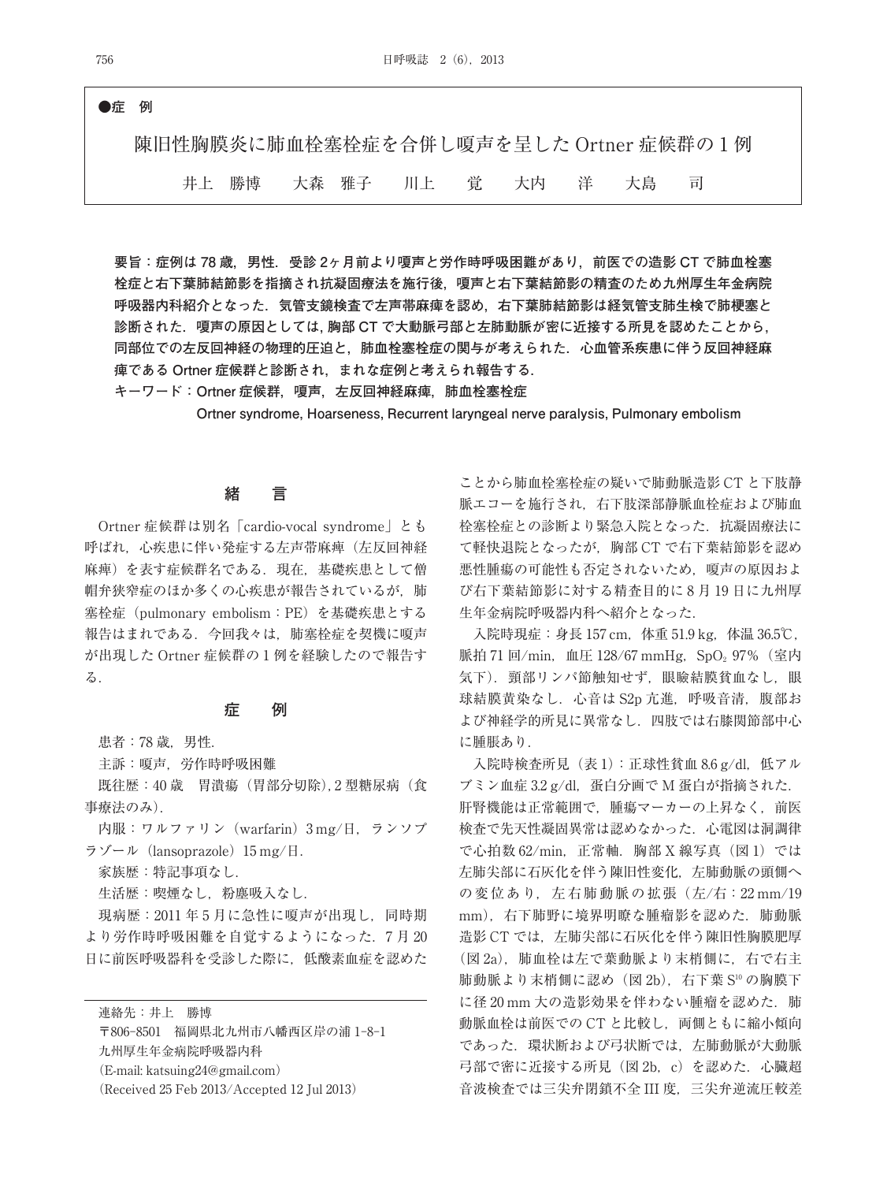●症　例

# 陳旧性胸膜炎に肺血栓塞栓症を合併し嗄声を呈したOrtner症候群の1例

井上　勝博　　大森　雅子　　川上　　覚　　大内　　洋　　大島　　司

**要旨：症例は78歳，男性．受診2ヶ月前より嗄声と労作時呼吸困難があり，前医での造影CTで肺血栓塞栓症と右下葉肺結節影を指摘され抗凝固療法を施行後，嗄声と右下葉結節影の精査のため九州厚生年金病院呼吸器内科紹介となった．気管支鏡検査で左声帯麻痺を認め，右下葉肺結節影は経気管支肺生検で肺梗塞と診断された．嗄声の原因としては，胸部CTで大動脈弓部と左肺動脈が密に近接する所見を認めたことから，同部位での左反回神経の物理的圧迫と，肺血栓塞栓症の関与が考えられた．心血管系疾患に伴う反回神経麻痺であるOrtner症候群と診断され，まれな症例と考えられ報告する．**

**キーワード：Ortner症候群，嗄声，左反回神経麻痺，肺血栓塞栓症**

**Ortner syndrome, Hoarseness, Recurrent laryngeal nerve paralysis, Pulmonary embolism**

## 緒　言

Ortner症候群は別名「cardio-vocal syndrome」とも呼ばれ，心疾患に伴い発症する左声帯麻痺（左反回神経麻痺）を表す症候群名である．現在，基礎疾患として僧帽弁狭窄症のほか多くの心疾患が報告されているが，肺塞栓症（pulmonary embolism：PE）を基礎疾患とする報告はまれである．今回我々は，肺塞栓症を契機に嗄声が出現したOrtner症候群の1例を経験したので報告する．

## 症　例

患者：78歳，男性．

主訴：嗄声，労作時呼吸困難

既往歴：40歳　胃潰瘍（胃部分切除），2型糖尿病（食事療法のみ）．

内服：ワルファリン（warfarin）3 mg/日，ランソプラゾール（lansoprazole）15 mg/日．

家族歴：特記事項なし．

生活歴：喫煙なし，粉塵吸入なし．

現病歴：2011年5月に急性に嗄声が出現し，同時期より労作時呼吸困難を自覚するようになった．7月20日に前医呼吸器科を受診した際に，低酸素血症を認めたことから肺血栓塞栓症の疑いで肺動脈造影CTと下肢静脈エコーを施行され，右下肢深部静脈血栓症および肺血栓塞栓症との診断より緊急入院となった．抗凝固療法にて軽快退院となったが，胸部CTで右下葉結節影を認め悪性腫瘍の可能性も否定されないため，嗄声の原因および右下葉結節影に対する精査目的に8月19日に九州厚生年金病院呼吸器内科へ紹介となった．

入院時現症：身長157 cm，体重51.9 kg，体温36.5℃，脈拍71回/min，血圧128/67 mmHg，$SpO_2$ 97%（室内気下）．頸部リンパ節触知せず，眼瞼結膜貧血なし，眼球結膜黄染なし．心音はS2p亢進，呼吸音清，腹部および神経学的所見に異常なし．四肢では右膝関節部中心に腫脹あり．

入院時検査所見（表1）：正球性貧血8.6 g/dl，低アルブミン血症3.2 g/dl，蛋白分画でM蛋白が指摘された．肝腎機能は正常範囲で，腫瘍マーカーの上昇なく，前医検査で先天性凝固異常は認めなかった．心電図は洞調律で心拍数62/min，正常軸．胸部X線写真（図1）では左肺尖部に石灰化を伴う陳旧性変化，左肺動脈の頭側への変位あり，左右肺動脈の拡張（左/右：22 mm/19 mm），右下肺野に境界明瞭な腫瘤影を認めた．肺動脈造影CTでは，左肺尖部に石灰化を伴う陳旧性胸膜肥厚（図2a），肺血栓は左で葉動脈より末梢側に，右で右主肺動脈より末梢側に認め（図2b），右下葉$S^{10}$の胸膜下に径20 mm大の造影効果を伴わない腫瘤を認めた．肺動脈血栓は前医でのCTと比較し，両側ともに縮小傾向であった．環状断および弓状断では，左肺動脈が大動脈弓部で密に近接する所見（図2b，c）を認めた．心臓超音波検査では三尖弁閉鎖不全III度，三尖弁逆流圧較差

連絡先：井上　勝博
〒806-8501　福岡県北九州市八幡西区岸の浦1-8-1
九州厚生年金病院呼吸器内科
(E-mail: katsuing24@gmail.com)
(Received 25 Feb 2013/Accepted 12 Jul 2013)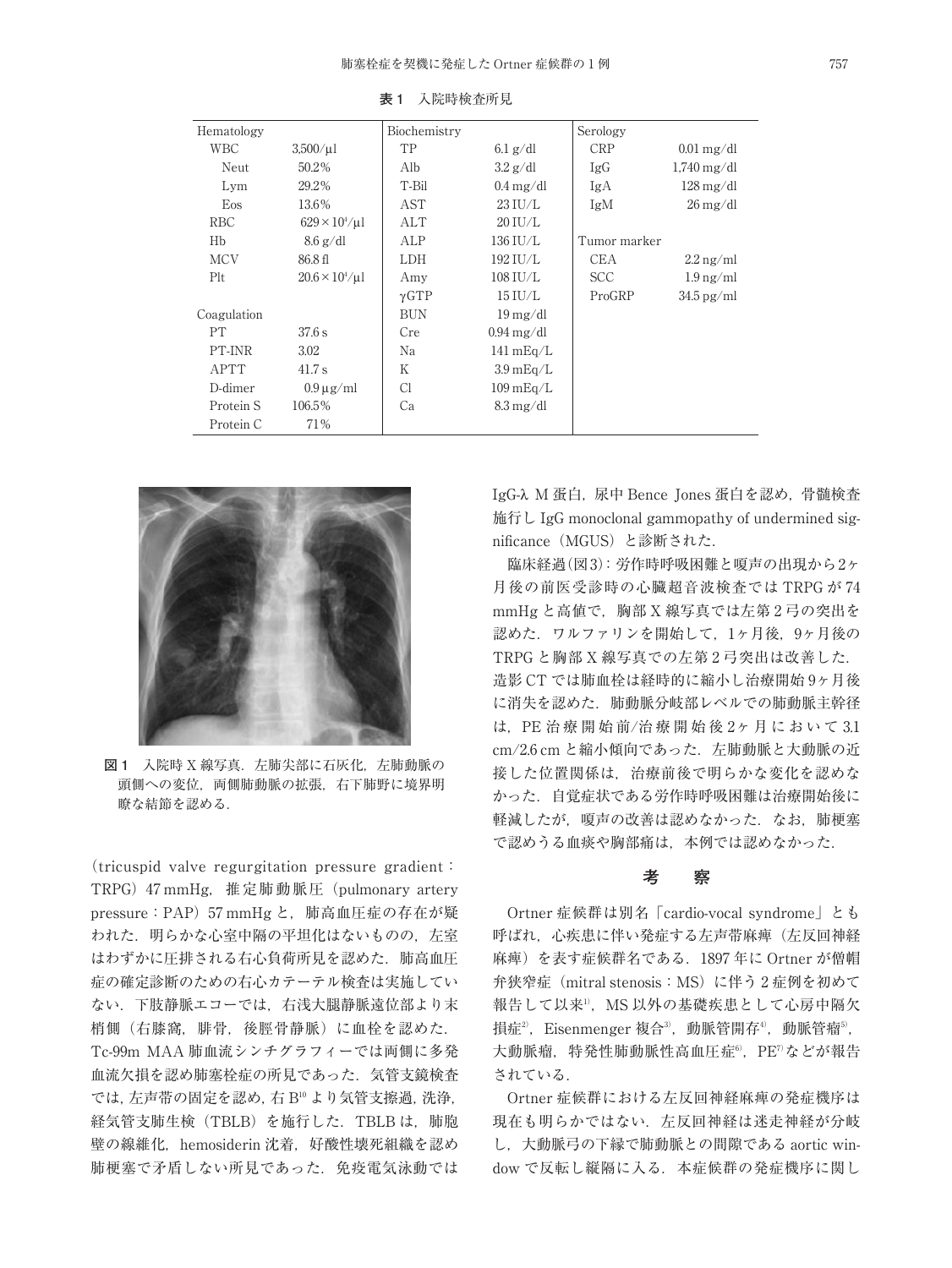**表 1** 入院時検査所見

| Hematology | | Biochemistry | | Serology | |
|---|---|---|---|---|---|
| WBC | 3,500/μl | TP | 6.1 g/dl | CRP | 0.01 mg/dl |
| Neut | 50.2% | Alb | 3.2 g/dl | IgG | 1,740 mg/dl |
| Lym | 29.2% | T-Bil | 0.4 mg/dl | IgA | 128 mg/dl |
| Eos | 13.6% | AST | 23 IU/L | IgM | 26 mg/dl |
| RBC | $629 \times 10^4$/μl | ALT | 20 IU/L | | |
| Hb | 8.6 g/dl | ALP | 136 IU/L | Tumor marker | |
| MCV | 86.8 fl | LDH | 192 IU/L | CEA | 2.2 ng/ml |
| Plt | $20.6 \times 10^4$/μl | Amy | 108 IU/L | SCC | 1.9 ng/ml |
| | | γGTP | 15 IU/L | ProGRP | 34.5 pg/ml |
| Coagulation | | BUN | 19 mg/dl | | |
| PT | 37.6 s | Cre | 0.94 mg/dl | | |
| PT-INR | 3.02 | Na | 141 mEq/L | | |
| APTT | 41.7 s | K | 3.9 mEq/L | | |
| D-dimer | 0.9 μg/ml | Cl | 109 mEq/L | | |
| Protein S | 106.5% | Ca | 8.3 mg/dl | | |
| Protein C | 71% | | | | |

**図 1** 入院時 X 線写真．左肺尖部に石灰化，左肺動脈の頭側への変位，両側肺動脈の拡張，右下肺野に境界明瞭な結節を認める．

（tricuspid valve regurgitation pressure gradient：TRPG）47 mmHg，推定肺動脈圧（pulmonary artery pressure：PAP）57 mmHg と，肺高血圧症の存在が疑われた．明らかな心室中隔の平坦化はないものの，左室はわずかに圧排される右心負荷所見を認めた．肺高血圧症の確定診断のための右心カテーテル検査は実施していない．下肢静脈エコーでは，右浅大腿静脈遠位部より末梢側（右膝窩，腓骨，後脛骨静脈）に血栓を認めた．Tc-99m MAA 肺血流シンチグラフィーでは両側に多発血流欠損を認め肺塞栓症の所見であった．気管支鏡検査では，左声帯の固定を認め，右 $B^{10}$ より気管支擦過，洗浄，経気管支肺生検（TBLB）を施行した．TBLB は，肺胞壁の線維化，hemosiderin 沈着，好酸性壊死組織を認め肺梗塞で矛盾しない所見であった．免疫電気泳動ではIgG-λ M 蛋白，尿中 Bence Jones 蛋白を認め，骨髄検査施行し IgG monoclonal gammopathy of undermined significance（MGUS）と診断された．

臨床経過（図 3）：労作時呼吸困難と嗄声の出現から 2ヶ月後の前医受診時の心臓超音波検査では TRPG が 74 mmHg と高値で，胸部 X 線写真では左第 2 弓の突出を認めた．ワルファリンを開始して，1ヶ月後，9ヶ月後の TRPG と胸部 X 線写真での左第 2 弓突出は改善した．造影 CT では肺血栓は経時的に縮小し治療開始 9ヶ月後に消失を認めた．肺動脈分岐部レベルでの肺動脈主幹径は，PE 治療開始前/治療開始後 2ヶ月において 3.1 cm/2.6 cm と縮小傾向であった．左肺動脈と大動脈の近接した位置関係は，治療前後で明らかな変化を認めなかった．自覚症状である労作時呼吸困難は治療開始後に軽減したが，嗄声の改善は認めなかった．なお，肺梗塞で認めうる血痰や胸部痛は，本例では認めなかった．

## 考　察

Ortner 症候群は別名「cardio-vocal syndrome」とも呼ばれ，心疾患に伴い発症する左声帯麻痺（左反回神経麻痺）を表す症候群名である．1897 年に Ortner が僧帽弁狭窄症（mitral stenosis：MS）に伴う 2 症例を初めて報告して以来[1]，MS 以外の基礎疾患として心房中隔欠損症[2]，Eisenmenger 複合[3]，動脈管開存[4]，動脈管瘤[5]，大動脈瘤，特発性肺動脈性高血圧症[6]，PE[7] などが報告されている．

Ortner 症候群における左反回神経麻痺の発症機序は現在も明らかではない．左反回神経は迷走神経が分岐し，大動脈弓の下縁で肺動脈との間隙である aortic window で反転し縦隔に入る．本症候群の発症機序に関し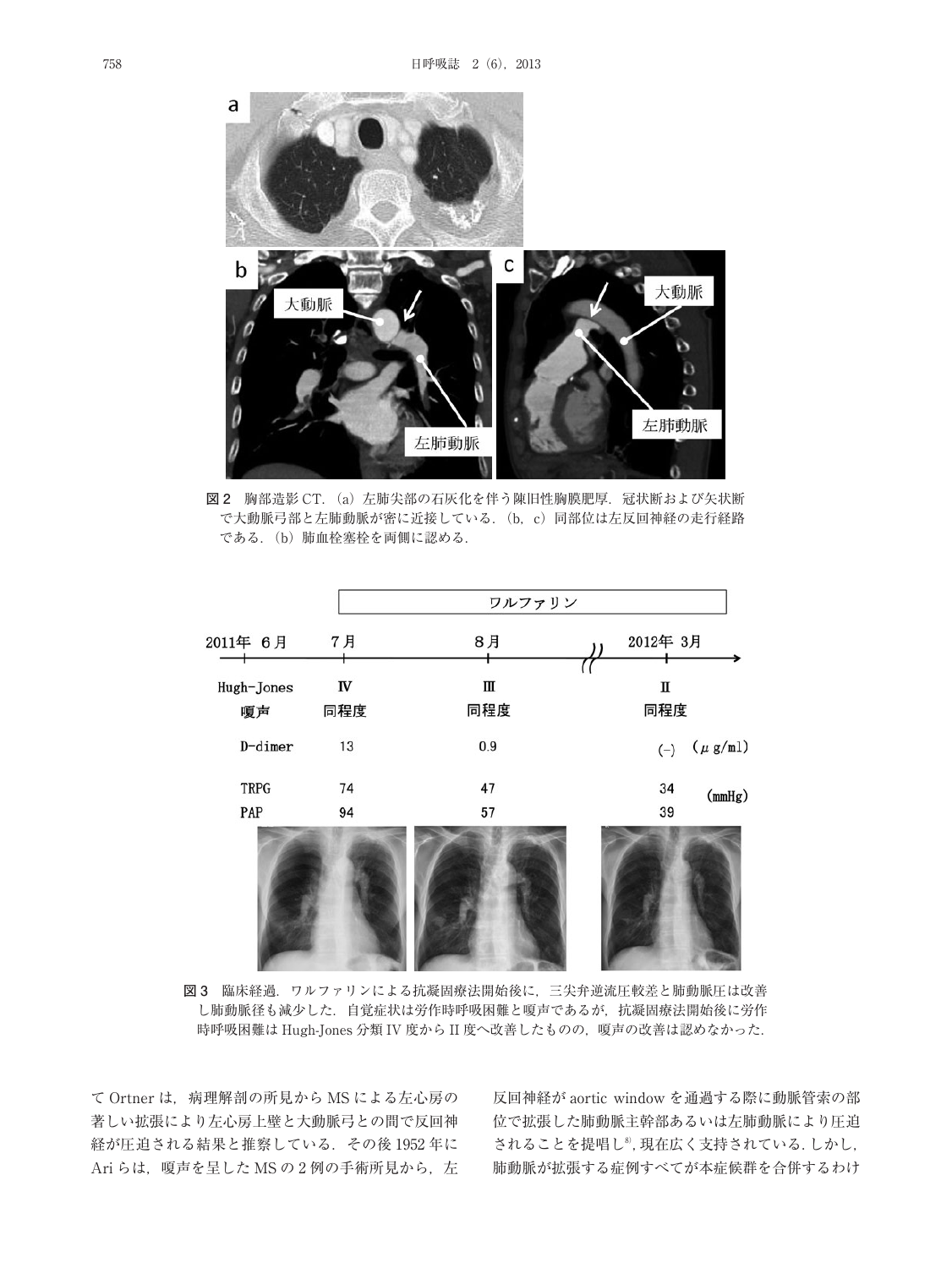図2　胸部造影CT.（a）左肺尖部の石灰化を伴う陳旧性胸膜肥厚．冠状断および矢状断で大動脈弓部と左肺動脈が密に近接している．（b，c）同部位は左反回神経の走行経路である．（b）肺血栓塞栓を両側に認める．

| | 2011年 6月 | 7月 | 8月 | 2012年 3月 | |
|---|---|---|---|---|---|
| | | ワルファリン | | | |
| Hugh-Jones | | IV | III | II | |
| 嗄声 | | 同程度 | 同程度 | 同程度 | |
| D-dimer | | 13 | 0.9 | (−) | (μg/ml) |
| TRPG | | 74 | 47 | 34 | (mmHg) |
| PAP | | 94 | 57 | 39 | |

図3　臨床経過．ワルファリンによる抗凝固療法開始後に，三尖弁逆流圧較差と肺動脈圧は改善し肺動脈径も減少した．自覚症状は労作時呼吸困難と嗄声であるが，抗凝固療法開始後に労作時呼吸困難はHugh-Jones分類IV度からII度へ改善したものの，嗄声の改善は認めなかった．

てOrtnerは，病理解剖の所見からMSによる左心房の著しい拡張により左心房上壁と大動脈弓との間で反回神経が圧迫される結果と推察している．その後1952年にAriらは，嗄声を呈したMSの2例の手術所見から，左反回神経がaortic windowを通過する際に動脈管索の部位で拡張した肺動脈主幹部あるいは左肺動脈により圧迫されることを提唱し[8]，現在広く支持されている．しかし，肺動脈が拡張する症例すべてが本症候群を合併するわけ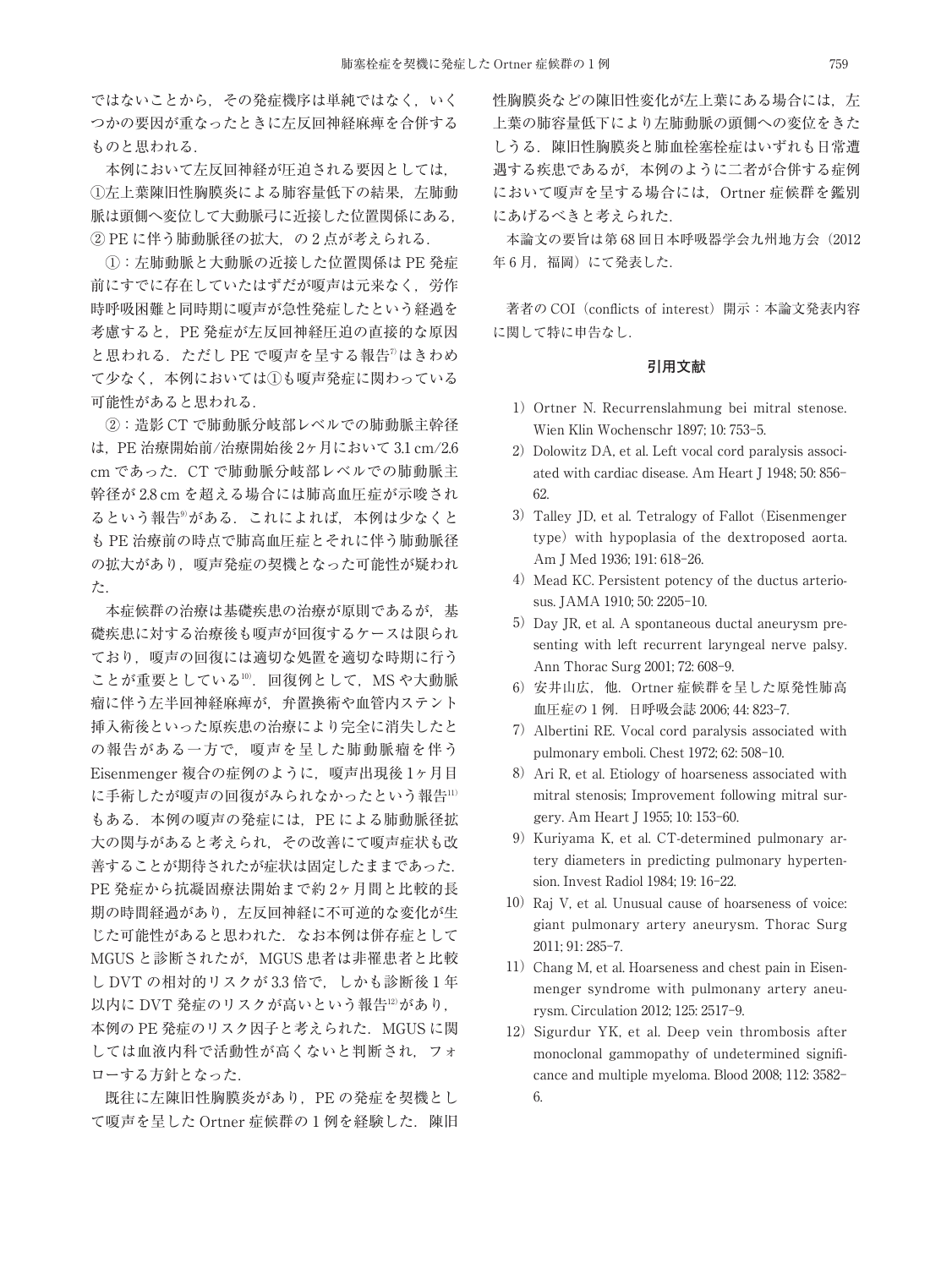ではないことから，その発症機序は単純ではなく，いくつかの要因が重なったときに左反回神経麻痺を合併するものと思われる．

本例において左反回神経が圧迫される要因としては，①左上葉陳旧性胸膜炎による肺容量低下の結果，左肺動脈は頭側へ変位して大動脈弓に近接した位置関係にある，② PE に伴う肺動脈径の拡大，の 2 点が考えられる．

①：左肺動脈と大動脈の近接した位置関係は PE 発症前にすでに存在していたはずだが嗄声は元来なく，労作時呼吸困難と同時期に嗄声が急性発症したという経過を考慮すると，PE 発症が左反回神経圧迫の直接的な原因と思われる．ただし PE で嗄声を呈する報告[7]はきわめて少なく，本例においては①も嗄声発症に関わっている可能性があると思われる．

②：造影 CT で肺動脈分岐部レベルでの肺動脈主幹径は，PE 治療開始前/治療開始後 2ヶ月において 3.1 cm/2.6 cm であった．CT で肺動脈分岐部レベルでの肺動脈主幹径が 2.8 cm を超える場合には肺高血圧症が示唆されるという報告[9]がある．これによれば，本例は少なくとも PE 治療前の時点で肺高血圧症とそれに伴う肺動脈径の拡大があり，嗄声発症の契機となった可能性が疑われた．

本症候群の治療は基礎疾患の治療が原則であるが，基礎疾患に対する治療後も嗄声が回復するケースは限られており，嗄声の回復には適切な処置を適切な時期に行うことが重要としている[10]．回復例として，MS や大動脈瘤に伴う左半回神経麻痺が，弁置換術や血管内ステント挿入術後といった原疾患の治療により完全に消失したとの報告がある一方で，嗄声を呈した肺動脈瘤を伴う Eisenmenger 複合の症例のように，嗄声出現後 1ヶ月目に手術したが嗄声の回復がみられなかったという報告[11]もある．本例の嗄声の発症には，PE による肺動脈径拡大の関与があると考えられ，その改善にて嗄声症状も改善することが期待されたが症状は固定したままであった．PE 発症から抗凝固療法開始まで約 2ヶ月間と比較的長期の時間経過があり，左反回神経に不可逆的な変化が生じた可能性があると思われた．なお本例は併存症として MGUS と診断されたが，MGUS 患者は非罹患者と比較し DVT の相対的リスクが 3.3 倍で，しかも診断後 1 年以内に DVT 発症のリスクが高いという報告[12]があり，本例の PE 発症のリスク因子と考えられた．MGUS に関しては血液内科で活動性が高くないと判断され，フォローする方針となった．

既往に左陳旧性胸膜炎があり，PE の発症を契機として嗄声を呈した Ortner 症候群の 1 例を経験した．陳旧性胸膜炎などの陳旧性変化が左上葉にある場合には，左上葉の肺容量低下により左肺動脈の頭側への変位をきたしうる．陳旧性胸膜炎と肺血栓塞栓症はいずれも日常遭遇する疾患であるが，本例のように二者が合併する症例において嗄声を呈する場合には，Ortner 症候群を鑑別にあげるべきと考えられた．

本論文の要旨は第 68 回日本呼吸器学会九州地方会（2012 年 6 月，福岡）にて発表した．

著者の COI（conflicts of interest）開示：本論文発表内容に関して特に申告なし．

## 引用文献

1) Ortner N. Recurrenslahmung bei mitral stenose. Wien Klin Wochenschr 1897; 10: 753-5.
2) Dolowitz DA, et al. Left vocal cord paralysis associated with cardiac disease. Am Heart J 1948; 50: 856-62.
3) Talley JD, et al. Tetralogy of Fallot (Eisenmenger type) with hypoplasia of the dextroposed aorta. Am J Med 1936; 191: 618-26.
4) Mead KC. Persistent potency of the ductus arteriosus. JAMA 1910; 50: 2205-10.
5) Day JR, et al. A spontaneous ductal aneurysm presenting with left recurrent laryngeal nerve palsy. Ann Thorac Surg 2001; 72: 608-9.
6) 安井山広，他．Ortner 症候群を呈した原発性肺高血圧症の 1 例．日呼吸会誌 2006; 44: 823-7.
7) Albertini RE. Vocal cord paralysis associated with pulmonary emboli. Chest 1972; 62: 508-10.
8) Ari R, et al. Etiology of hoarseness associated with mitral stenosis; Improvement following mitral surgery. Am Heart J 1955; 10: 153-60.
9) Kuriyama K, et al. CT-determined pulmonary artery diameters in predicting pulmonary hypertension. Invest Radiol 1984; 19: 16-22.
10) Raj V, et al. Unusual cause of hoarseness of voice: giant pulmonary artery aneurysm. Thorac Surg 2011; 91: 285-7.
11) Chang M, et al. Hoarseness and chest pain in Eisenmenger syndrome with pulmonany artery aneurysm. Circulation 2012; 125: 2517-9.
12) Sigurdur YK, et al. Deep vein thrombosis after monoclonal gammopathy of undetermined significance and multiple myeloma. Blood 2008; 112: 3582-6.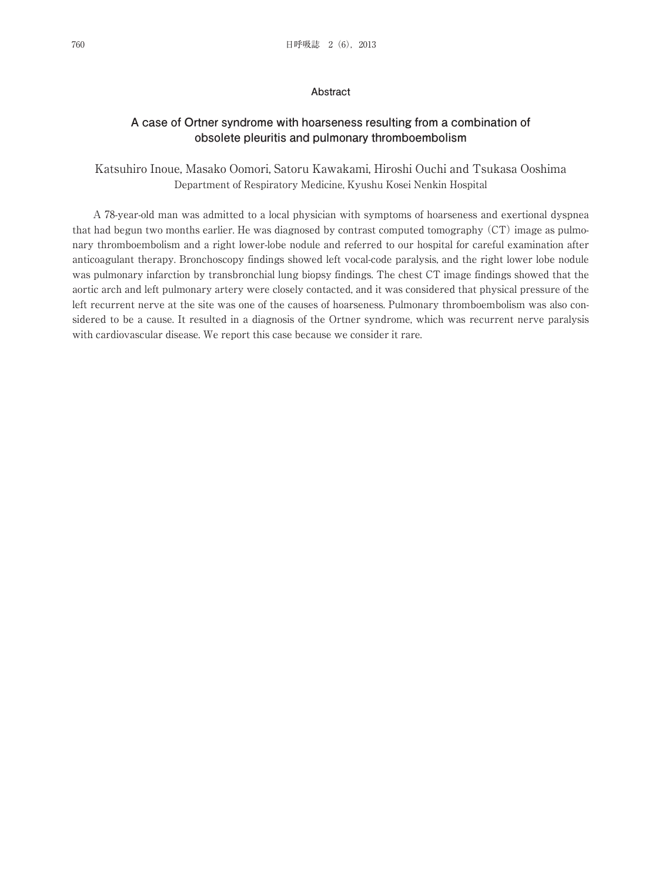## Abstract

### A case of Ortner syndrome with hoarseness resulting from a combination of obsolete pleuritis and pulmonary thromboembolism

Katsuhiro Inoue, Masako Oomori, Satoru Kawakami, Hiroshi Ouchi and Tsukasa Ooshima
Department of Respiratory Medicine, Kyushu Kosei Nenkin Hospital

A 78-year-old man was admitted to a local physician with symptoms of hoarseness and exertional dyspnea that had begun two months earlier. He was diagnosed by contrast computed tomography (CT) image as pulmonary thromboembolism and a right lower-lobe nodule and referred to our hospital for careful examination after anticoagulant therapy. Bronchoscopy findings showed left vocal-code paralysis, and the right lower lobe nodule was pulmonary infarction by transbronchial lung biopsy findings. The chest CT image findings showed that the aortic arch and left pulmonary artery were closely contacted, and it was considered that physical pressure of the left recurrent nerve at the site was one of the causes of hoarseness. Pulmonary thromboembolism was also considered to be a cause. It resulted in a diagnosis of the Ortner syndrome, which was recurrent nerve paralysis with cardiovascular disease. We report this case because we consider it rare.